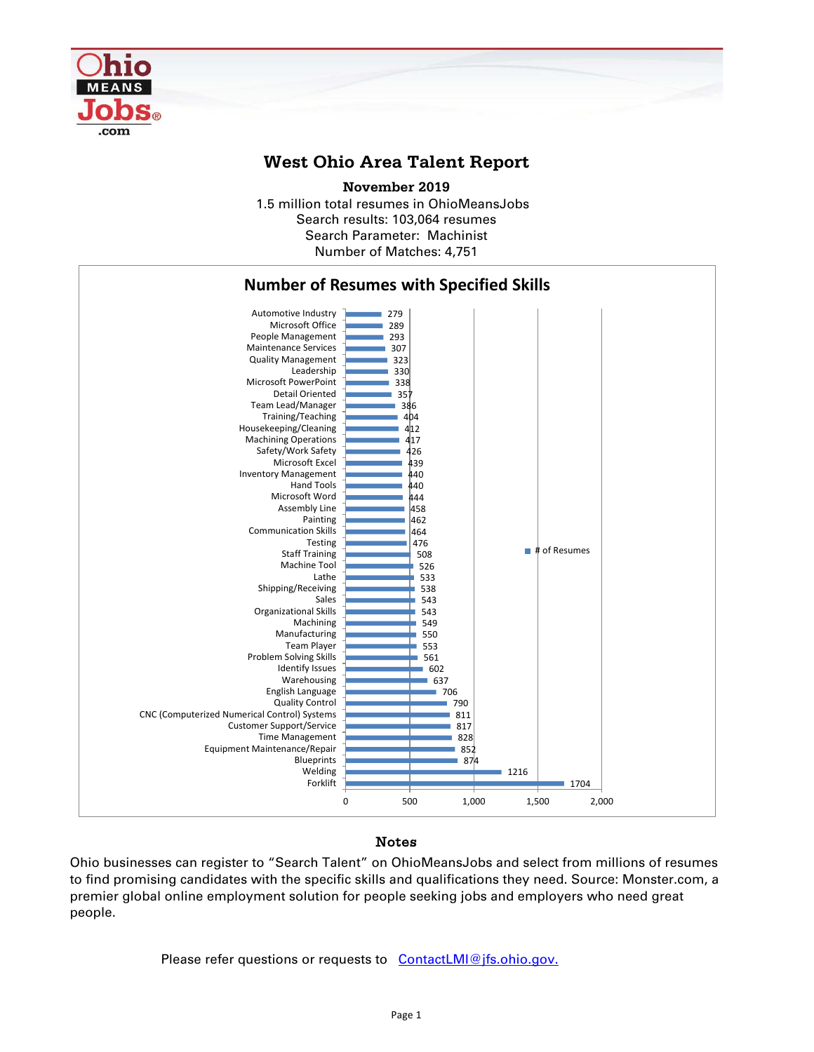# West Ohio Area Talent Report

**November 2019**

1.5 million total resumes in OhioMeansJobs
Search results: 103,064 resumes
Search Parameter: Machinist
Number of Matches: 4,751

## Number of Resumes with Specified Skills

| Skill | # of Resumes |
|---|---|
| Automotive Industry | 279 |
| Microsoft Office | 289 |
| People Management | 293 |
| Maintenance Services | 307 |
| Quality Management | 323 |
| Leadership | 330 |
| Microsoft PowerPoint | 338 |
| Detail Oriented | 357 |
| Team Lead/Manager | 386 |
| Training/Teaching | 404 |
| Housekeeping/Cleaning | 412 |
| Machining Operations | 417 |
| Safety/Work Safety | 426 |
| Microsoft Excel | 439 |
| Inventory Management | 440 |
| Hand Tools | 440 |
| Microsoft Word | 444 |
| Assembly Line | 458 |
| Painting | 462 |
| Communication Skills | 464 |
| Testing | 476 |
| Staff Training | 508 |
| Machine Tool | 526 |
| Lathe | 533 |
| Shipping/Receiving | 538 |
| Sales | 543 |
| Organizational Skills | 543 |
| Machining | 549 |
| Manufacturing | 550 |
| Team Player | 553 |
| Problem Solving Skills | 561 |
| Identify Issues | 602 |
| Warehousing | 637 |
| English Language | 706 |
| Quality Control | 790 |
| CNC (Computerized Numerical Control) Systems | 811 |
| Customer Support/Service | 817 |
| Time Management | 828 |
| Equipment Maintenance/Repair | 852 |
| Blueprints | 874 |
| Welding | 1216 |
| Forklift | 1704 |

## Notes

Ohio businesses can register to "Search Talent" on OhioMeansJobs and select from millions of resumes to find promising candidates with the specific skills and qualifications they need. Source: Monster.com, a premier global online employment solution for people seeking jobs and employers who need great people.

Please refer questions or requests to [ContactLMI@jfs.ohio.gov.](mailto:ContactLMI@jfs.ohio.gov)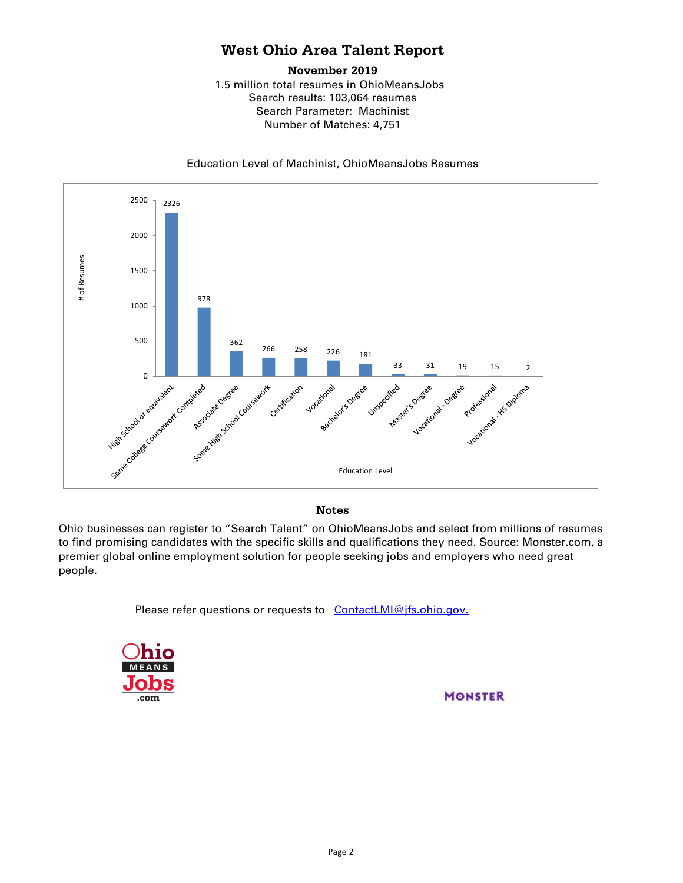# West Ohio Area Talent Report

**November 2019**

1.5 million total resumes in OhioMeansJobs

Search results: 103,064 resumes

Search Parameter: Machinist

Number of Matches: 4,751

Education Level of Machinist, OhioMeansJobs Resumes

# of Resumes

2500
2000
1500
1000
500
0

2326
978
362
266
258
226
181
33
31
19
15
2

High School or equivalent
Some College Coursework Completed
Associate Degree
Some High School Coursework
Certification
Vocational
Bachelor's Degree
Unspecified
Master's Degree
Vocational - Degree
Professional
Vocational - HS Diploma

Education Level

## Notes

Ohio businesses can register to "Search Talent" on OhioMeansJobs and select from millions of resumes to find promising candidates with the specific skills and qualifications they need. Source: Monster.com, a premier global online employment solution for people seeking jobs and employers who need great people.

Please refer questions or requests to ContactLMI@jfs.ohio.gov.

Ohio MEANS Jobs .com

MONSTER